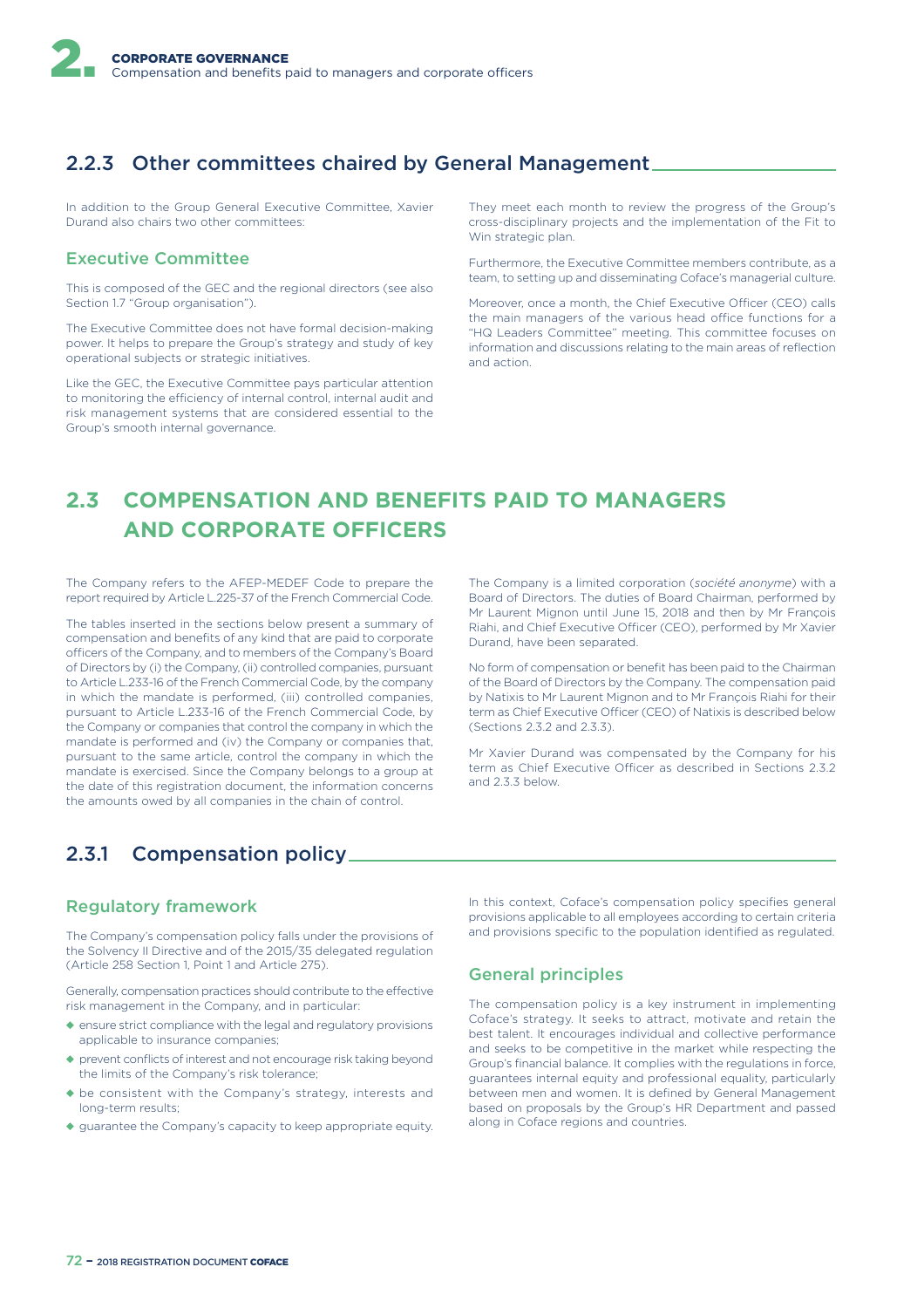## 2.2.3 Other committees chaired by General Management

In addition to the Group General Executive Committee, Xavier Durand also chairs two other committees:

### Executive Committee

This is composed of the GEC and the regional directors (see also Section 1.7 "Group organisation").

The Executive Committee does not have formal decision-making power. It helps to prepare the Group's strategy and study of key operational subjects or strategic initiatives.

Like the GEC, the Executive Committee pays particular attention to monitoring the efficiency of internal control, internal audit and risk management systems that are considered essential to the Group's smooth internal governance.

They meet each month to review the progress of the Group's cross-disciplinary projects and the implementation of the Fit to Win strategic plan.

Furthermore, the Executive Committee members contribute, as a team, to setting up and disseminating Coface's managerial culture.

Moreover, once a month, the Chief Executive Officer (CEO) calls the main managers of the various head office functions for a "HQ Leaders Committee" meeting. This committee focuses on information and discussions relating to the main areas of reflection and action.

# 2.3 COMPENSATION AND BENEFITS PAID TO MANAGERS AND CORPORATE OFFICERS

The Company refers to the AFEP-MEDEF Code to prepare the report required by Article L.225-37 of the French Commercial Code.

The tables inserted in the sections below present a summary of compensation and benefits of any kind that are paid to corporate officers of the Company, and to members of the Company's Board of Directors by (i) the Company, (ii) controlled companies, pursuant to Article L.233-16 of the French Commercial Code, by the company in which the mandate is performed, (iii) controlled companies, pursuant to Article L.233-16 of the French Commercial Code, by the Company or companies that control the company in which the mandate is performed and (iv) the Company or companies that, pursuant to the same article, control the company in which the mandate is exercised. Since the Company belongs to a group at the date of this registration document, the information concerns the amounts owed by all companies in the chain of control.

The Company is a limited corporation (*société anonyme*) with a Board of Directors. The duties of Board Chairman, performed by Mr Laurent Mignon until June 15, 2018 and then by Mr François Riahi, and Chief Executive Officer (CEO), performed by Mr Xavier Durand, have been separated.

No form of compensation or benefit has been paid to the Chairman of the Board of Directors by the Company. The compensation paid by Natixis to Mr Laurent Mignon and to Mr François Riahi for their term as Chief Executive Officer (CEO) of Natixis is described below (Sections 2.3.2 and 2.3.3).

Mr Xavier Durand was compensated by the Company for his term as Chief Executive Officer as described in Sections 2.3.2 and 2.3.3 below.

## 2.3.1 Compensation policy

### Regulatory framework

The Company's compensation policy falls under the provisions of the Solvency II Directive and of the 2015/35 delegated regulation (Article 258 Section 1, Point 1 and Article 275).

Generally, compensation practices should contribute to the effective risk management in the Company, and in particular:

- ensure strict compliance with the legal and regulatory provisions applicable to insurance companies;
- prevent conflicts of interest and not encourage risk taking beyond the limits of the Company's risk tolerance;
- be consistent with the Company's strategy, interests and long-term results;
- guarantee the Company's capacity to keep appropriate equity.

In this context, Coface's compensation policy specifies general provisions applicable to all employees according to certain criteria and provisions specific to the population identified as regulated.

### General principles

The compensation policy is a key instrument in implementing Coface's strategy. It seeks to attract, motivate and retain the best talent. It encourages individual and collective performance and seeks to be competitive in the market while respecting the Group's financial balance. It complies with the regulations in force, guarantees internal equity and professional equality, particularly between men and women. It is defined by General Management based on proposals by the Group's HR Department and passed along in Coface regions and countries.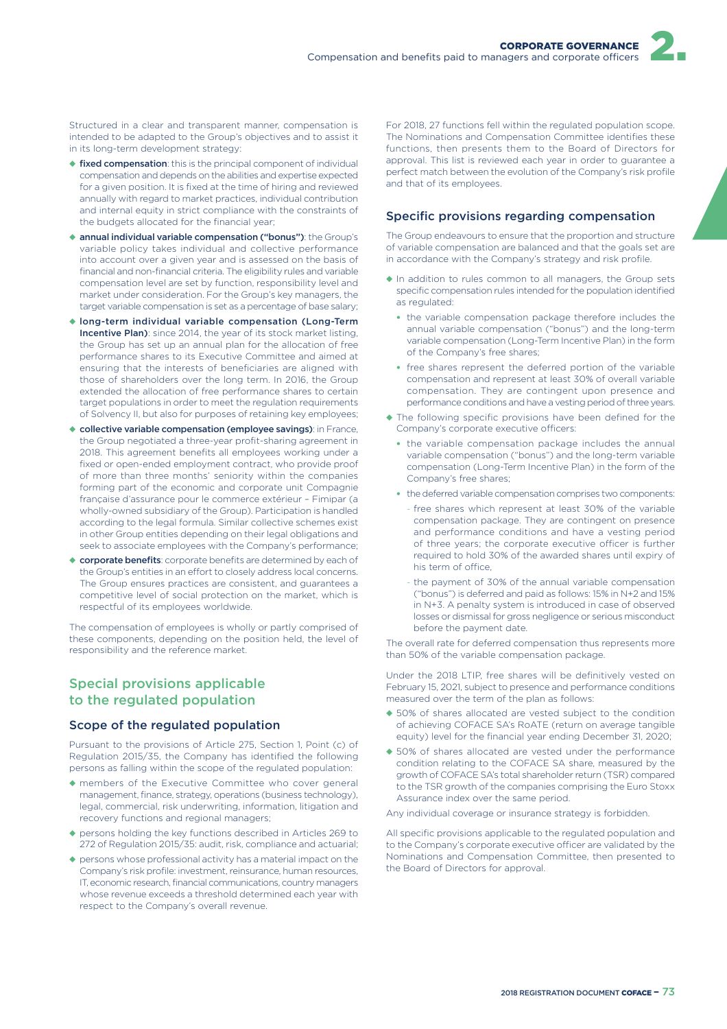Structured in a clear and transparent manner, compensation is intended to be adapted to the Group's objectives and to assist it in its long-term development strategy:

- **fixed compensation**: this is the principal component of individual compensation and depends on the abilities and expertise expected for a given position. It is fixed at the time of hiring and reviewed annually with regard to market practices, individual contribution and internal equity in strict compliance with the constraints of the budgets allocated for the financial year;
- **annual individual variable compensation ("bonus")**: the Group's variable policy takes individual and collective performance into account over a given year and is assessed on the basis of financial and non-financial criteria. The eligibility rules and variable compensation level are set by function, responsibility level and market under consideration. For the Group's key managers, the target variable compensation is set as a percentage of base salary;
- **long-term individual variable compensation (Long-Term Incentive Plan)**: since 2014, the year of its stock market listing, the Group has set up an annual plan for the allocation of free performance shares to its Executive Committee and aimed at ensuring that the interests of beneficiaries are aligned with those of shareholders over the long term. In 2016, the Group extended the allocation of free performance shares to certain target populations in order to meet the regulation requirements of Solvency II, but also for purposes of retaining key employees;
- **collective variable compensation (employee savings)**: in France, the Group negotiated a three-year profit-sharing agreement in 2018. This agreement benefits all employees working under a fixed or open-ended employment contract, who provide proof of more than three months' seniority within the companies forming part of the economic and corporate unit Compagnie française d'assurance pour le commerce extérieur – Fimipar (a wholly-owned subsidiary of the Group). Participation is handled according to the legal formula. Similar collective schemes exist in other Group entities depending on their legal obligations and seek to associate employees with the Company's performance;
- **corporate benefits**: corporate benefits are determined by each of the Group's entities in an effort to closely address local concerns. The Group ensures practices are consistent, and guarantees a competitive level of social protection on the market, which is respectful of its employees worldwide.

The compensation of employees is wholly or partly comprised of these components, depending on the position held, the level of responsibility and the reference market.

## Special provisions applicable to the regulated population

### Scope of the regulated population

Pursuant to the provisions of Article 275, Section 1, Point (c) of Regulation 2015/35, the Company has identified the following persons as falling within the scope of the regulated population:

- members of the Executive Committee who cover general management, finance, strategy, operations (business technology), legal, commercial, risk underwriting, information, litigation and recovery functions and regional managers;
- persons holding the key functions described in Articles 269 to 272 of Regulation 2015/35: audit, risk, compliance and actuarial;
- persons whose professional activity has a material impact on the Company's risk profile: investment, reinsurance, human resources, IT, economic research, financial communications, country managers whose revenue exceeds a threshold determined each year with respect to the Company's overall revenue.

For 2018, 27 functions fell within the regulated population scope. The Nominations and Compensation Committee identifies these functions, then presents them to the Board of Directors for approval. This list is reviewed each year in order to guarantee a perfect match between the evolution of the Company's risk profile and that of its employees.

### Specific provisions regarding compensation

The Group endeavours to ensure that the proportion and structure of variable compensation are balanced and that the goals set are in accordance with the Company's strategy and risk profile.

- In addition to rules common to all managers, the Group sets specific compensation rules intended for the population identified as regulated:
  - the variable compensation package therefore includes the annual variable compensation ("bonus") and the long-term variable compensation (Long-Term Incentive Plan) in the form of the Company's free shares;
  - free shares represent the deferred portion of the variable compensation and represent at least 30% of overall variable compensation. They are contingent upon presence and performance conditions and have a vesting period of three years.
- The following specific provisions have been defined for the Company's corporate executive officers:
  - the variable compensation package includes the annual variable compensation ("bonus") and the long-term variable compensation (Long-Term Incentive Plan) in the form of the Company's free shares;
  - the deferred variable compensation comprises two components:
    - free shares which represent at least 30% of the variable compensation package. They are contingent on presence and performance conditions and have a vesting period of three years; the corporate executive officer is further required to hold 30% of the awarded shares until expiry of his term of office,
    - the payment of 30% of the annual variable compensation ("bonus") is deferred and paid as follows: 15% in N+2 and 15% in N+3. A penalty system is introduced in case of observed losses or dismissal for gross negligence or serious misconduct before the payment date.

The overall rate for deferred compensation thus represents more than 50% of the variable compensation package.

Under the 2018 LTIP, free shares will be definitively vested on February 15, 2021, subject to presence and performance conditions measured over the term of the plan as follows:

- 50% of shares allocated are vested subject to the condition of achieving COFACE SA's RoATE (return on average tangible equity) level for the financial year ending December 31, 2020;
- 50% of shares allocated are vested under the performance condition relating to the COFACE SA share, measured by the growth of COFACE SA's total shareholder return (TSR) compared to the TSR growth of the companies comprising the Euro Stoxx Assurance index over the same period.

Any individual coverage or insurance strategy is forbidden.

All specific provisions applicable to the regulated population and to the Company's corporate executive officer are validated by the Nominations and Compensation Committee, then presented to the Board of Directors for approval.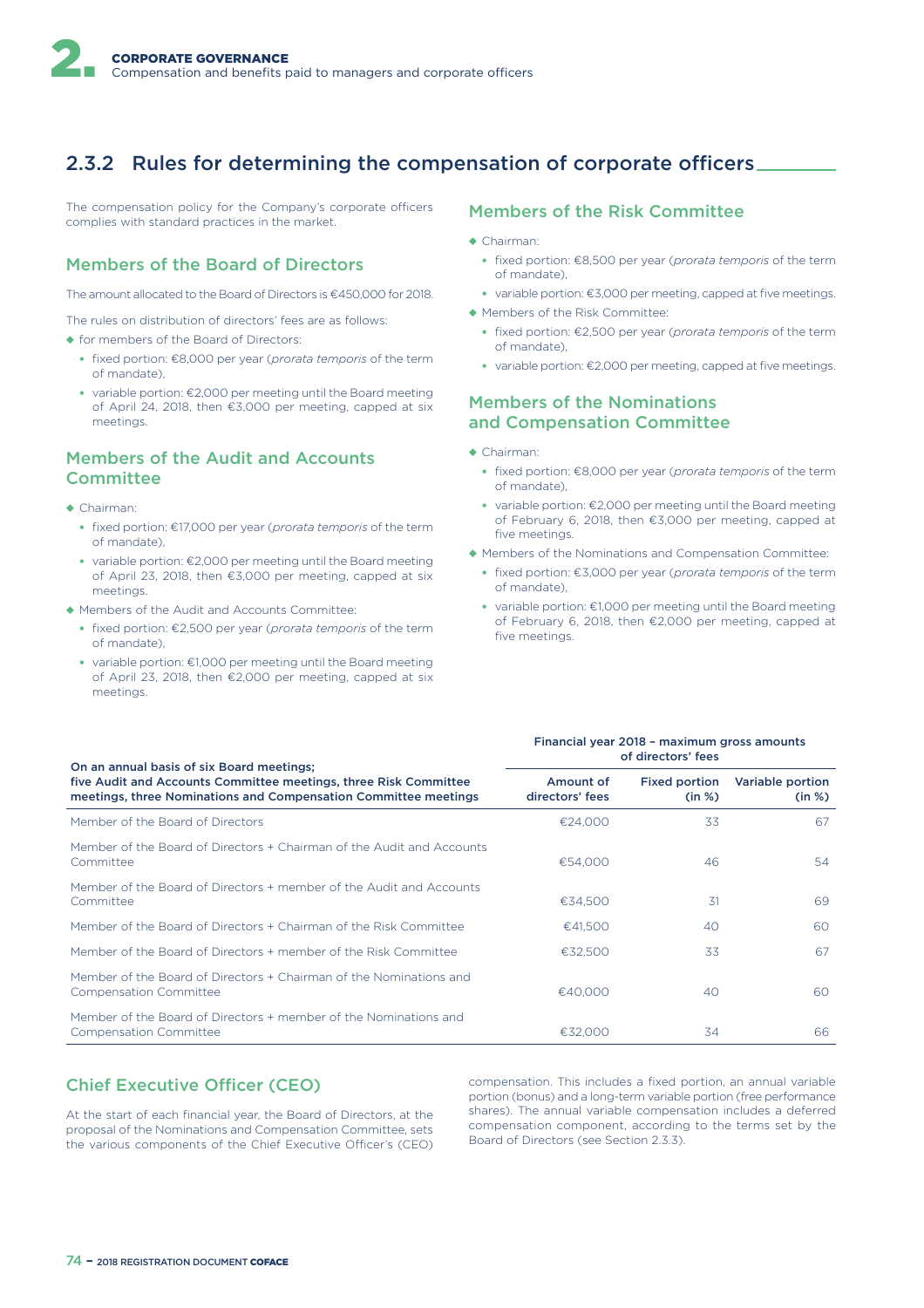## 2.3.2 Rules for determining the compensation of corporate officers

The compensation policy for the Company's corporate officers complies with standard practices in the market.

### Members of the Board of Directors

The amount allocated to the Board of Directors is €450,000 for 2018.

The rules on distribution of directors' fees are as follows:

- for members of the Board of Directors:
  - fixed portion: €8,000 per year (*prorata temporis* of the term of mandate),
  - variable portion: €2,000 per meeting until the Board meeting of April 24, 2018, then €3,000 per meeting, capped at six meetings.

### Members of the Audit and Accounts Committee

- Chairman:
  - fixed portion: €17,000 per year (*prorata temporis* of the term of mandate),
  - variable portion: €2,000 per meeting until the Board meeting of April 23, 2018, then €3,000 per meeting, capped at six meetings.
- Members of the Audit and Accounts Committee:
  - fixed portion: €2,500 per year (*prorata temporis* of the term of mandate),
  - variable portion: €1,000 per meeting until the Board meeting of April 23, 2018, then €2,000 per meeting, capped at six meetings.

### Members of the Risk Committee

- Chairman:
  - fixed portion: €8,500 per year (*prorata temporis* of the term of mandate),
  - variable portion: €3,000 per meeting, capped at five meetings.
- Members of the Risk Committee:
  - fixed portion: €2,500 per year (*prorata temporis* of the term of mandate),
  - variable portion: €2,000 per meeting, capped at five meetings.

### Members of the Nominations and Compensation Committee

- Chairman:
  - fixed portion: €8,000 per year (*prorata temporis* of the term of mandate),
  - variable portion: €2,000 per meeting until the Board meeting of February 6, 2018, then €3,000 per meeting, capped at five meetings.
- Members of the Nominations and Compensation Committee:
  - fixed portion: €3,000 per year (*prorata temporis* of the term of mandate),
  - variable portion: €1,000 per meeting until the Board meeting of February 6, 2018, then €2,000 per meeting, capped at five meetings.

| On an annual basis of six Board meetings; five Audit and Accounts Committee meetings, three Risk Committee meetings, three Nominations and Compensation Committee meetings | Financial year 2018 – maximum gross amounts of directors' fees | | |
|---|---|---|---|
| | **Amount of directors' fees** | **Fixed portion (in %)** | **Variable portion (in %)** |
| Member of the Board of Directors | €24,000 | 33 | 67 |
| Member of the Board of Directors + Chairman of the Audit and Accounts Committee | €54,000 | 46 | 54 |
| Member of the Board of Directors + member of the Audit and Accounts Committee | €34,500 | 31 | 69 |
| Member of the Board of Directors + Chairman of the Risk Committee | €41,500 | 40 | 60 |
| Member of the Board of Directors + member of the Risk Committee | €32,500 | 33 | 67 |
| Member of the Board of Directors + Chairman of the Nominations and Compensation Committee | €40,000 | 40 | 60 |
| Member of the Board of Directors + member of the Nominations and Compensation Committee | €32,000 | 34 | 66 |

### Chief Executive Officer (CEO)

At the start of each financial year, the Board of Directors, at the proposal of the Nominations and Compensation Committee, sets the various components of the Chief Executive Officer's (CEO) compensation. This includes a fixed portion, an annual variable portion (bonus) and a long-term variable portion (free performance shares). The annual variable compensation includes a deferred compensation component, according to the terms set by the Board of Directors (see Section 2.3.3).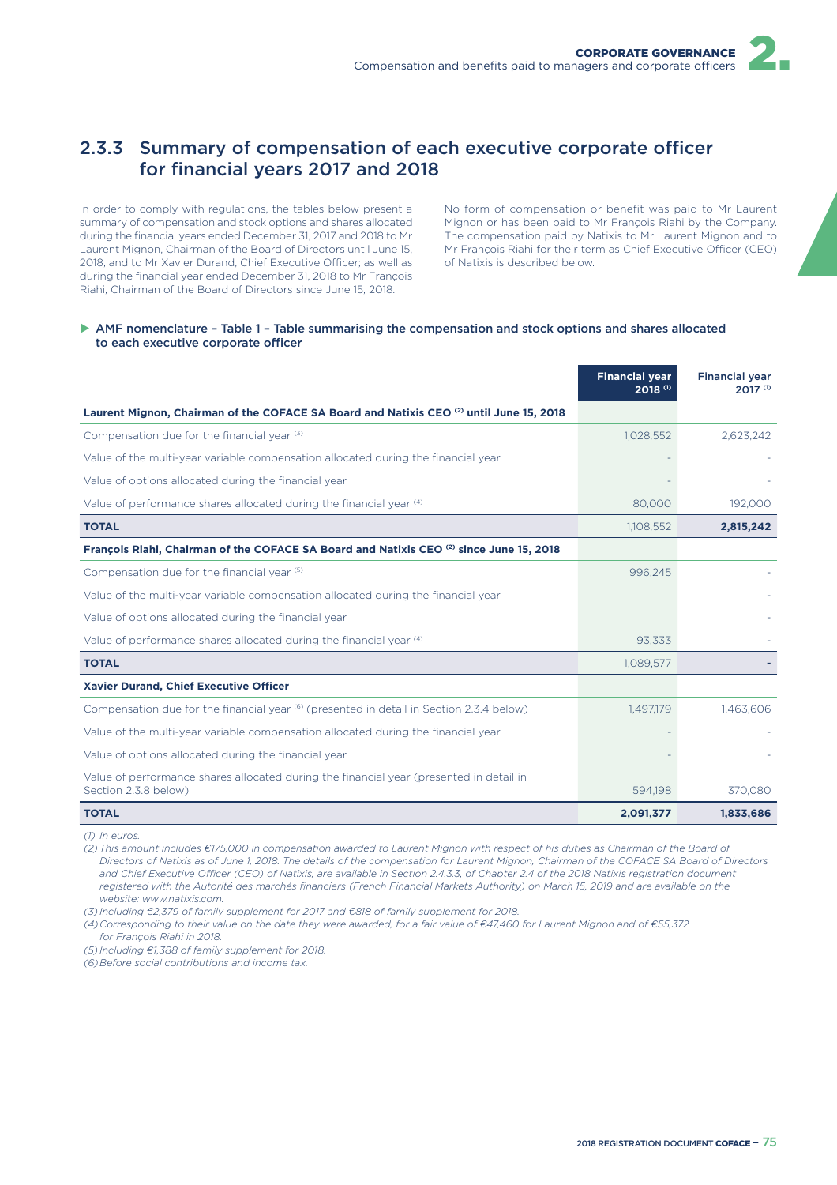## 2.3.3 Summary of compensation of each executive corporate officer for financial years 2017 and 2018

In order to comply with regulations, the tables below present a summary of compensation and stock options and shares allocated during the financial years ended December 31, 2017 and 2018 to Mr Laurent Mignon, Chairman of the Board of Directors until June 15, 2018, and to Mr Xavier Durand, Chief Executive Officer; as well as during the financial year ended December 31, 2018 to Mr François Riahi, Chairman of the Board of Directors since June 15, 2018.

No form of compensation or benefit was paid to Mr Laurent Mignon or has been paid to Mr François Riahi by the Company. The compensation paid by Natixis to Mr Laurent Mignon and to Mr François Riahi for their term as Chief Executive Officer (CEO) of Natixis is described below.

**AMF nomenclature – Table 1 – Table summarising the compensation and stock options and shares allocated to each executive corporate officer**

| | Financial year 2018 (1) | Financial year 2017 (1) |
|---|---|---|
| **Laurent Mignon, Chairman of the COFACE SA Board and Natixis CEO (2) until June 15, 2018** | | |
| Compensation due for the financial year (3) | 1,028,552 | 2,623,242 |
| Value of the multi-year variable compensation allocated during the financial year | - | - |
| Value of options allocated during the financial year | - | - |
| Value of performance shares allocated during the financial year (4) | 80,000 | 192,000 |
| **TOTAL** | 1,108,552 | **2,815,242** |
| **François Riahi, Chairman of the COFACE SA Board and Natixis CEO (2) since June 15, 2018** | | |
| Compensation due for the financial year (5) | 996,245 | - |
| Value of the multi-year variable compensation allocated during the financial year | | - |
| Value of options allocated during the financial year | | - |
| Value of performance shares allocated during the financial year (4) | 93,333 | - |
| **TOTAL** | 1,089,577 | **-** |
| **Xavier Durand, Chief Executive Officer** | | |
| Compensation due for the financial year (6) (presented in detail in Section 2.3.4 below) | 1,497,179 | 1,463,606 |
| Value of the multi-year variable compensation allocated during the financial year | - | - |
| Value of options allocated during the financial year | - | - |
| Value of performance shares allocated during the financial year (presented in detail in Section 2.3.8 below) | 594,198 | 370,080 |
| **TOTAL** | **2,091,377** | **1,833,686** |

*(1) In euros.*

*(2) This amount includes €175,000 in compensation awarded to Laurent Mignon with respect of his duties as Chairman of the Board of Directors of Natixis as of June 1, 2018. The details of the compensation for Laurent Mignon, Chairman of the COFACE SA Board of Directors and Chief Executive Officer (CEO) of Natixis, are available in Section 2.4.3.3, of Chapter 2.4 of the 2018 Natixis registration document registered with the Autorité des marchés financiers (French Financial Markets Authority) on March 15, 2019 and are available on the website: www.natixis.com.*

*(3) Including €2,379 of family supplement for 2017 and €818 of family supplement for 2018.*

*(4) Corresponding to their value on the date they were awarded, for a fair value of €47,460 for Laurent Mignon and of €55,372 for François Riahi in 2018.*

*(5) Including €1,388 of family supplement for 2018.*

*(6) Before social contributions and income tax.*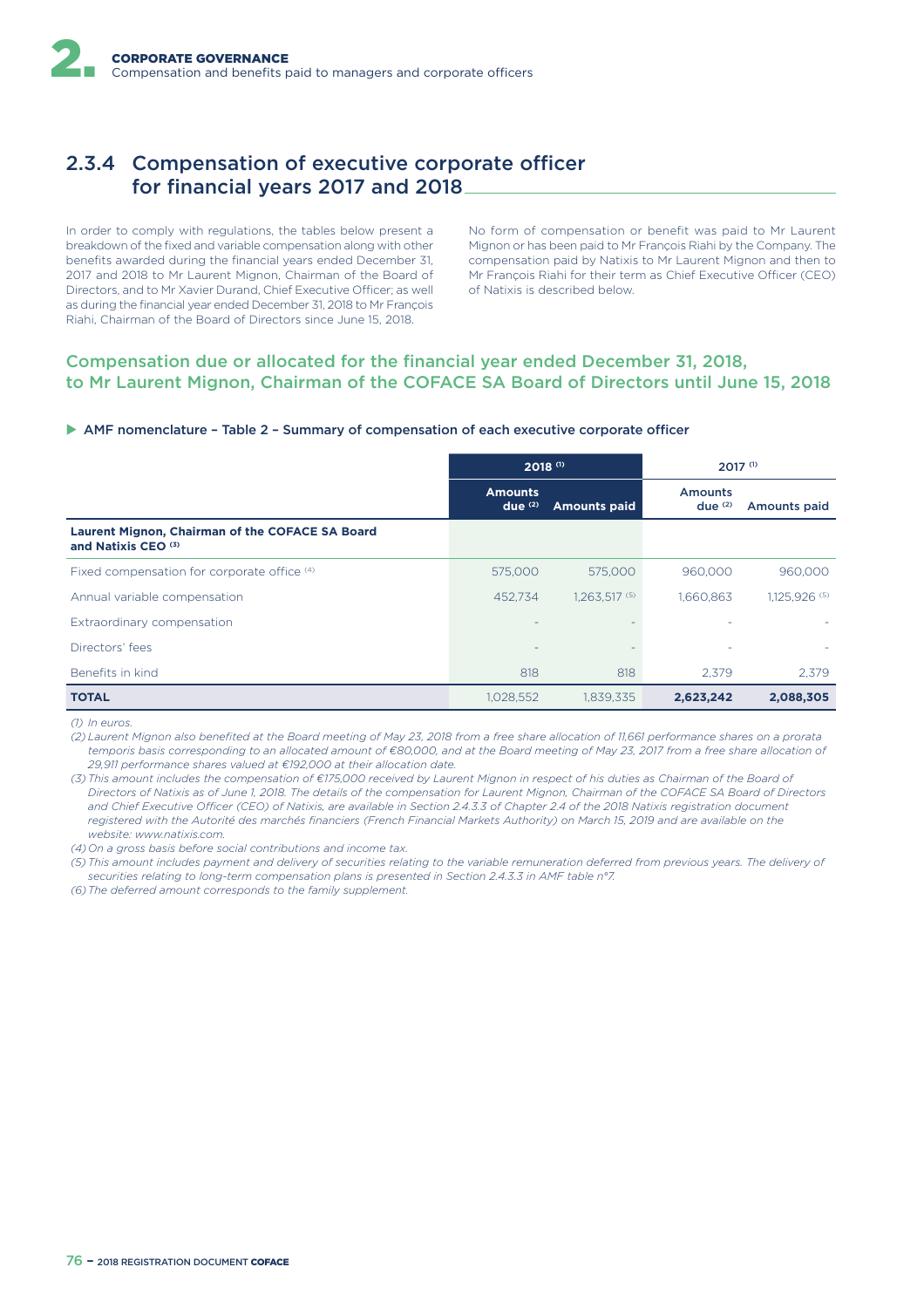## 2.3.4 Compensation of executive corporate officer for financial years 2017 and 2018

In order to comply with regulations, the tables below present a breakdown of the fixed and variable compensation along with other benefits awarded during the financial years ended December 31, 2017 and 2018 to Mr Laurent Mignon, Chairman of the Board of Directors, and to Mr Xavier Durand, Chief Executive Officer; as well as during the financial year ended December 31, 2018 to Mr François Riahi, Chairman of the Board of Directors since June 15, 2018.

No form of compensation or benefit was paid to Mr Laurent Mignon or has been paid to Mr François Riahi by the Company. The compensation paid by Natixis to Mr Laurent Mignon and then to Mr François Riahi for their term as Chief Executive Officer (CEO) of Natixis is described below.

### Compensation due or allocated for the financial year ended December 31, 2018, to Mr Laurent Mignon, Chairman of the COFACE SA Board of Directors until June 15, 2018

**AMF nomenclature – Table 2 – Summary of compensation of each executive corporate officer**

| | 2018 (1) | | 2017 (1) | |
|---|---|---|---|---|
| | Amounts due (2) | Amounts paid | Amounts due (2) | Amounts paid |
| **Laurent Mignon, Chairman of the COFACE SA Board and Natixis CEO (3)** | | | | |
| Fixed compensation for corporate office (4) | 575,000 | 575,000 | 960,000 | 960,000 |
| Annual variable compensation | 452,734 | 1,263,517 (5) | 1,660,863 | 1,125,926 (5) |
| Extraordinary compensation | - | - | - | - |
| Directors' fees | - | - | - | - |
| Benefits in kind | 818 | 818 | 2,379 | 2,379 |
| **TOTAL** | 1,028,552 | 1,839,335 | **2,623,242** | **2,088,305** |

*(1) In euros.*

*(2) Laurent Mignon also benefited at the Board meeting of May 23, 2018 from a free share allocation of 11,661 performance shares on a prorata temporis basis corresponding to an allocated amount of €80,000, and at the Board meeting of May 23, 2017 from a free share allocation of 29,911 performance shares valued at €192,000 at their allocation date.*

*(3) This amount includes the compensation of €175,000 received by Laurent Mignon in respect of his duties as Chairman of the Board of Directors of Natixis as of June 1, 2018. The details of the compensation for Laurent Mignon, Chairman of the COFACE SA Board of Directors and Chief Executive Officer (CEO) of Natixis, are available in Section 2.4.3.3 of Chapter 2.4 of the 2018 Natixis registration document registered with the Autorité des marchés financiers (French Financial Markets Authority) on March 15, 2019 and are available on the website: www.natixis.com.*

*(4) On a gross basis before social contributions and income tax.*

*(5) This amount includes payment and delivery of securities relating to the variable remuneration deferred from previous years. The delivery of securities relating to long-term compensation plans is presented in Section 2.4.3.3 in AMF table n°7.*

*(6) The deferred amount corresponds to the family supplement.*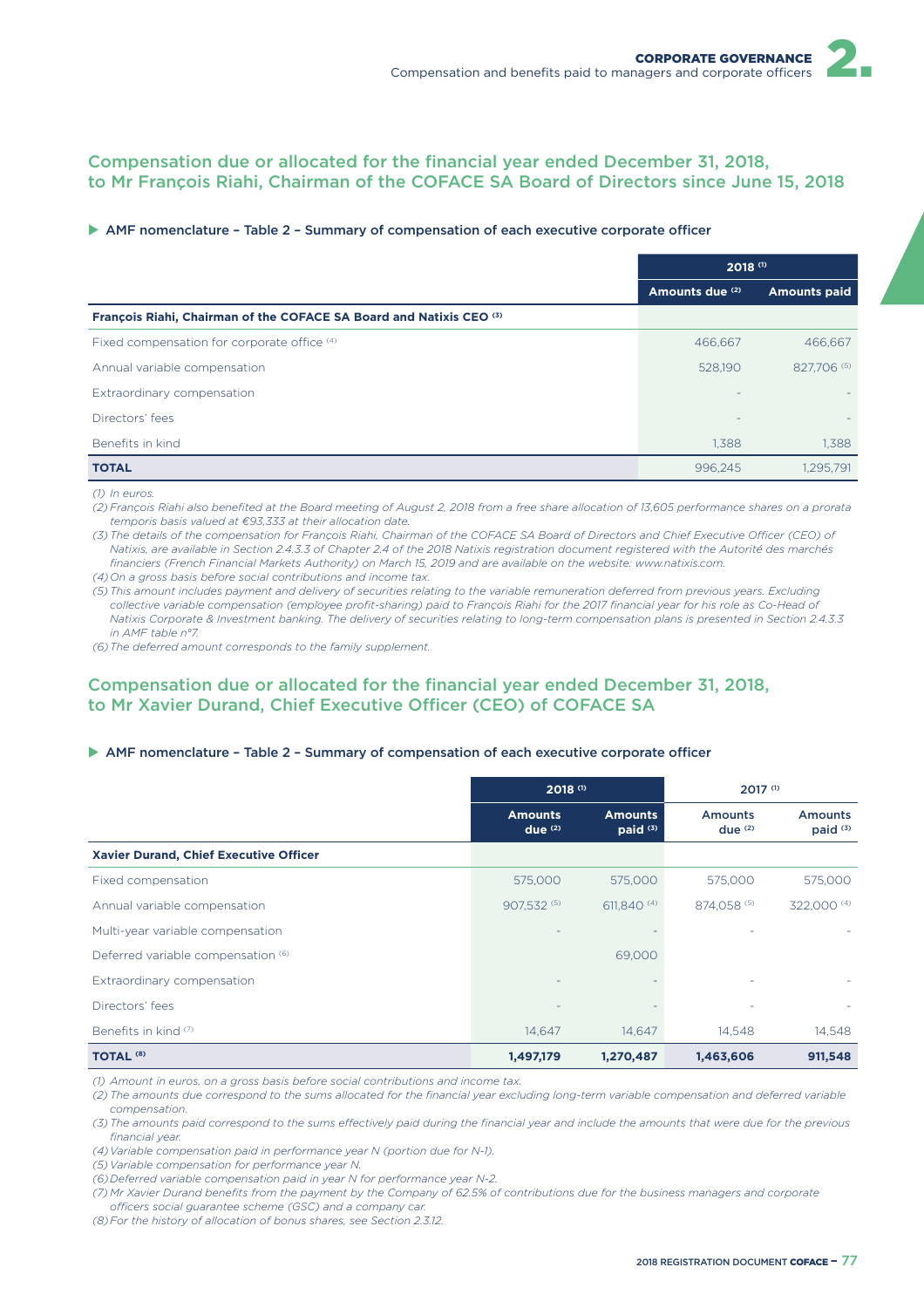## Compensation due or allocated for the financial year ended December 31, 2018, to Mr François Riahi, Chairman of the COFACE SA Board of Directors since June 15, 2018

▶ **AMF nomenclature – Table 2 – Summary of compensation of each executive corporate officer**

| | 2018 (1) | |
|---|---|---|
| | Amounts due (2) | Amounts paid |
| **François Riahi, Chairman of the COFACE SA Board and Natixis CEO (3)** | | |
| Fixed compensation for corporate office (4) | 466,667 | 466,667 |
| Annual variable compensation | 528,190 | 827,706 (5) |
| Extraordinary compensation | - | - |
| Directors' fees | - | - |
| Benefits in kind | 1,388 | 1,388 |
| **TOTAL** | 996,245 | 1,295,791 |

*(1) In euros.*

*(2) François Riahi also benefited at the Board meeting of August 2, 2018 from a free share allocation of 13,605 performance shares on a prorata temporis basis valued at €93,333 at their allocation date.*

*(3) The details of the compensation for François Riahi, Chairman of the COFACE SA Board of Directors and Chief Executive Officer (CEO) of Natixis, are available in Section 2.4.3.3 of Chapter 2.4 of the 2018 Natixis registration document registered with the Autorité des marchés financiers (French Financial Markets Authority) on March 15, 2019 and are available on the website: www.natixis.com.*

*(4) On a gross basis before social contributions and income tax.*

*(5) This amount includes payment and delivery of securities relating to the variable remuneration deferred from previous years. Excluding collective variable compensation (employee profit-sharing) paid to François Riahi for the 2017 financial year for his role as Co-Head of Natixis Corporate & Investment banking. The delivery of securities relating to long-term compensation plans is presented in Section 2.4.3.3 in AMF table n°7.*

*(6) The deferred amount corresponds to the family supplement.*

## Compensation due or allocated for the financial year ended December 31, 2018, to Mr Xavier Durand, Chief Executive Officer (CEO) of COFACE SA

▶ **AMF nomenclature – Table 2 – Summary of compensation of each executive corporate officer**

| | 2018 (1) | | 2017 (1) | |
|---|---|---|---|---|
| | Amounts due (2) | Amounts paid (3) | Amounts due (2) | Amounts paid (3) |
| **Xavier Durand, Chief Executive Officer** | | | | |
| Fixed compensation | 575,000 | 575,000 | 575,000 | 575,000 |
| Annual variable compensation | 907,532 (5) | 611,840 (4) | 874,058 (5) | 322,000 (4) |
| Multi-year variable compensation | - | - | - | - |
| Deferred variable compensation (6) | | 69,000 | | |
| Extraordinary compensation | - | - | - | - |
| Directors' fees | - | - | - | - |
| Benefits in kind (7) | 14,647 | 14,647 | 14,548 | 14,548 |
| **TOTAL (8)** | **1,497,179** | **1,270,487** | **1,463,606** | **911,548** |

*(1) Amount in euros, on a gross basis before social contributions and income tax.*

*(2) The amounts due correspond to the sums allocated for the financial year excluding long-term variable compensation and deferred variable compensation.*

*(3) The amounts paid correspond to the sums effectively paid during the financial year and include the amounts that were due for the previous financial year.*

*(4) Variable compensation paid in performance year N (portion due for N-1).*

*(5) Variable compensation for performance year N.*

*(6) Deferred variable compensation paid in year N for performance year N-2.*

*(7) Mr Xavier Durand benefits from the payment by the Company of 62.5% of contributions due for the business managers and corporate officers social guarantee scheme (GSC) and a company car.*

*(8) For the history of allocation of bonus shares, see Section 2.3.12.*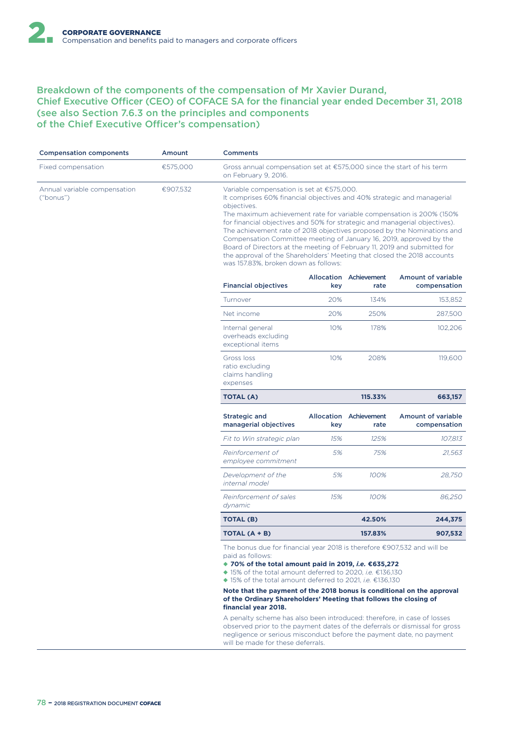### Breakdown of the components of the compensation of Mr Xavier Durand, Chief Executive Officer (CEO) of COFACE SA for the financial year ended December 31, 2018 (see also Section 7.6.3 on the principles and components of the Chief Executive Officer's compensation)

| Compensation components | Amount | Comments |
|---|---|---|
| Fixed compensation | €575,000 | Gross annual compensation set at €575,000 since the start of his term on February 9, 2016. |
| Annual variable compensation ("bonus") | €907,532 | Variable compensation is set at €575,000. It comprises 60% financial objectives and 40% strategic and managerial objectives. The maximum achievement rate for variable compensation is 200% (150% for financial objectives and 50% for strategic and managerial objectives). The achievement rate of 2018 objectives proposed by the Nominations and Compensation Committee meeting of January 16, 2019, approved by the Board of Directors at the meeting of February 11, 2019 and submitted for the approval of the Shareholders' Meeting that closed the 2018 accounts was 157.83%, broken down as follows: |

| Financial objectives | Allocation key | Achievement rate | Amount of variable compensation |
|---|---|---|---|
| Turnover | 20% | 134% | 153,852 |
| Net income | 20% | 250% | 287,500 |
| Internal general overheads excluding exceptional items | 10% | 178% | 102,206 |
| Gross loss ratio excluding claims handling expenses | 10% | 208% | 119,600 |
| **TOTAL (A)** | | **115.33%** | **663,157** |

| Strategic and managerial objectives | Allocation key | Achievement rate | Amount of variable compensation |
|---|---|---|---|
| *Fit to Win strategic plan* | *15%* | *125%* | *107,813* |
| *Reinforcement of employee commitment* | *5%* | *75%* | *21,563* |
| *Development of the internal model* | *5%* | *100%* | *28,750* |
| *Reinforcement of sales dynamic* | *15%* | *100%* | *86,250* |
| **TOTAL (B)** | | **42.50%** | **244,375** |
| **TOTAL (A + B)** | | **157.83%** | **907,532** |

The bonus due for financial year 2018 is therefore €907,532 and will be paid as follows:

- **70% of the total amount paid in 2019, *i.e.* €635,272**
- 15% of the total amount deferred to 2020, *i.e.* €136,130
- 15% of the total amount deferred to 2021, *i.e.* €136,130

**Note that the payment of the 2018 bonus is conditional on the approval of the Ordinary Shareholders' Meeting that follows the closing of financial year 2018.**

A penalty scheme has also been introduced: therefore, in case of losses observed prior to the payment dates of the deferrals or dismissal for gross negligence or serious misconduct before the payment date, no payment will be made for these deferrals.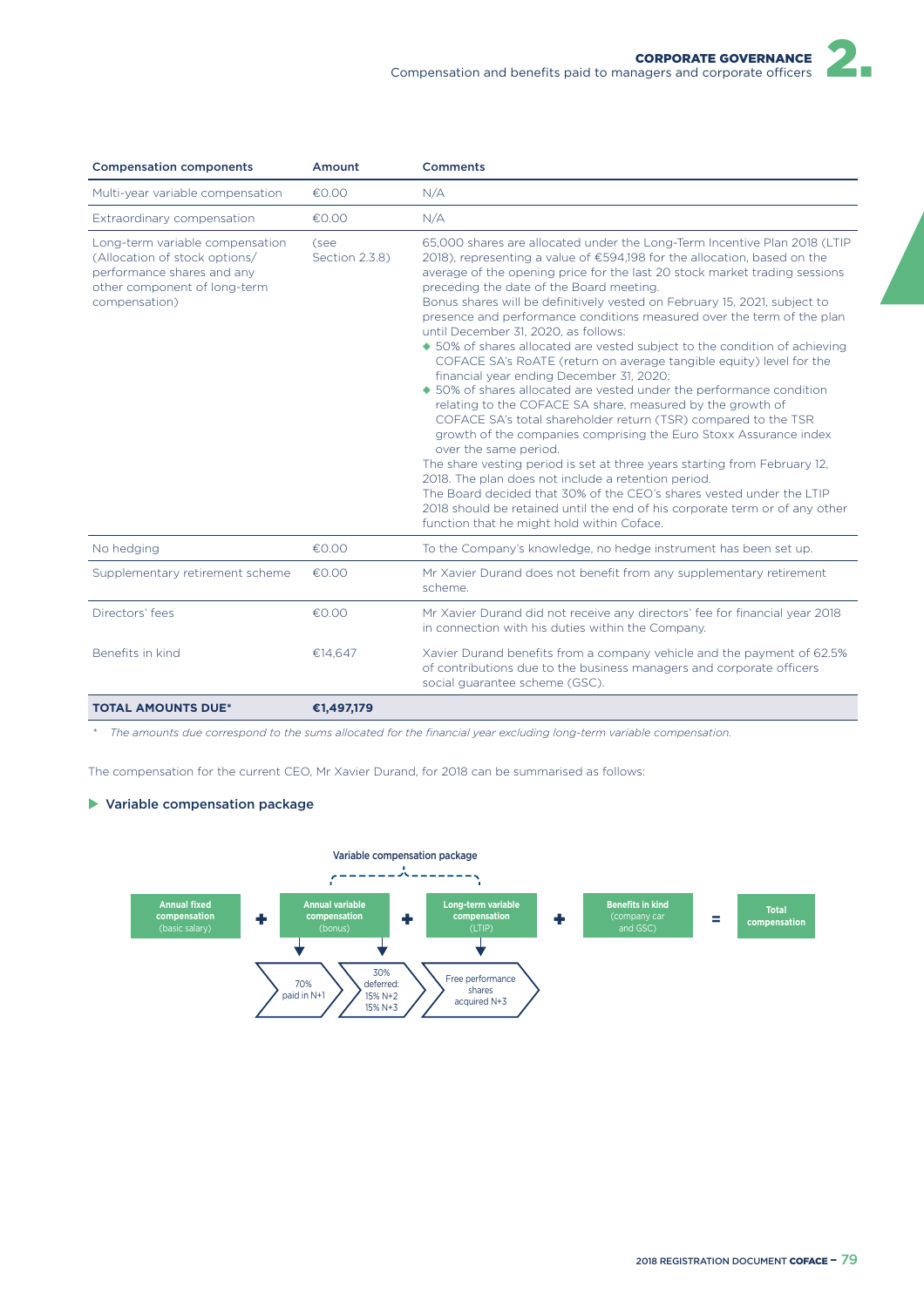| Compensation components | Amount | Comments |
|---|---|---|
| Multi-year variable compensation | €0.00 | N/A |
| Extraordinary compensation | €0.00 | N/A |
| Long-term variable compensation (Allocation of stock options/ performance shares and any other component of long-term compensation) | (see Section 2.3.8) | 65,000 shares are allocated under the Long-Term Incentive Plan 2018 (LTIP 2018), representing a value of €594,198 for the allocation, based on the average of the opening price for the last 20 stock market trading sessions preceding the date of the Board meeting.<br>Bonus shares will be definitively vested on February 15, 2021, subject to presence and performance conditions measured over the term of the plan until December 31, 2020, as follows:<br>◆ 50% of shares allocated are vested subject to the condition of achieving COFACE SA's RoATE (return on average tangible equity) level for the financial year ending December 31, 2020;<br>◆ 50% of shares allocated are vested under the performance condition relating to the COFACE SA share, measured by the growth of COFACE SA's total shareholder return (TSR) compared to the TSR growth of the companies comprising the Euro Stoxx Assurance index over the same period.<br>The share vesting period is set at three years starting from February 12, 2018. The plan does not include a retention period.<br>The Board decided that 30% of the CEO's shares vested under the LTIP 2018 should be retained until the end of his corporate term or of any other function that he might hold within Coface. |
| No hedging | €0.00 | To the Company's knowledge, no hedge instrument has been set up. |
| Supplementary retirement scheme | €0.00 | Mr Xavier Durand does not benefit from any supplementary retirement scheme. |
| Directors' fees | €0.00 | Mr Xavier Durand did not receive any directors' fee for financial year 2018 in connection with his duties within the Company. |
| Benefits in kind | €14,647 | Xavier Durand benefits from a company vehicle and the payment of 62.5% of contributions due to the business managers and corporate officers social guarantee scheme (GSC). |
| **TOTAL AMOUNTS DUE*** | **€1,497,179** | |

* *The amounts due correspond to the sums allocated for the financial year excluding long-term variable compensation.*

The compensation for the current CEO, Mr Xavier Durand, for 2018 can be summarised as follows:

### Variable compensation package

Variable compensation package

**Annual fixed compensation** (basic salary) + **Annual variable compensation** (bonus) + **Long-term variable compensation** (LTIP) + **Benefits in kind** (company car and GSC) = **Total compensation**

- Annual variable compensation (bonus): 70% paid in N+1; 30% deferred: 15% N+2, 15% N+3
- Long-term variable compensation (LTIP): Free performance shares acquired N+3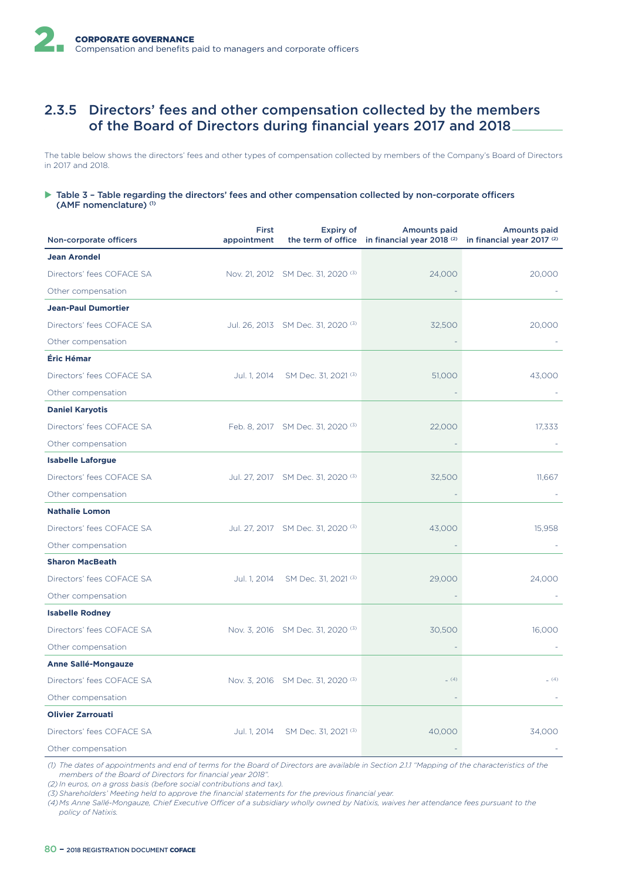## 2.3.5 Directors' fees and other compensation collected by the members of the Board of Directors during financial years 2017 and 2018

The table below shows the directors' fees and other types of compensation collected by members of the Company's Board of Directors in 2017 and 2018.

### Table 3 – Table regarding the directors' fees and other compensation collected by non-corporate officers (AMF nomenclature) [(1)]

| Non-corporate officers | First appointment | Expiry of the term of office | Amounts paid in financial year 2018 [(2)] | Amounts paid in financial year 2017 [(2)] |
|---|---|---|---|---|
| **Jean Arondel** | | | | |
| Directors' fees COFACE SA | Nov. 21, 2012 | SM Dec. 31, 2020 [(3)] | 24,000 | 20,000 |
| Other compensation | | | - | - |
| **Jean-Paul Dumortier** | | | | |
| Directors' fees COFACE SA | Jul. 26, 2013 | SM Dec. 31, 2020 [(3)] | 32,500 | 20,000 |
| Other compensation | | | - | - |
| **Éric Hémar** | | | | |
| Directors' fees COFACE SA | Jul. 1, 2014 | SM Dec. 31, 2021 [(3)] | 51,000 | 43,000 |
| Other compensation | | | - | - |
| **Daniel Karyotis** | | | | |
| Directors' fees COFACE SA | Feb. 8, 2017 | SM Dec. 31, 2020 [(3)] | 22,000 | 17,333 |
| Other compensation | | | - | - |
| **Isabelle Laforgue** | | | | |
| Directors' fees COFACE SA | Jul. 27, 2017 | SM Dec. 31, 2020 [(3)] | 32,500 | 11,667 |
| Other compensation | | | - | - |
| **Nathalie Lomon** | | | | |
| Directors' fees COFACE SA | Jul. 27, 2017 | SM Dec. 31, 2020 [(3)] | 43,000 | 15,958 |
| Other compensation | | | - | - |
| **Sharon MacBeath** | | | | |
| Directors' fees COFACE SA | Jul. 1, 2014 | SM Dec. 31, 2021 [(3)] | 29,000 | 24,000 |
| Other compensation | | | - | - |
| **Isabelle Rodney** | | | | |
| Directors' fees COFACE SA | Nov. 3, 2016 | SM Dec. 31, 2020 [(3)] | 30,500 | 16,000 |
| Other compensation | | | - | - |
| **Anne Sallé-Mongauze** | | | | |
| Directors' fees COFACE SA | Nov. 3, 2016 | SM Dec. 31, 2020 [(3)] | - [(4)] | - [(4)] |
| Other compensation | | | - | - |
| **Olivier Zarrouati** | | | | |
| Directors' fees COFACE SA | Jul. 1, 2014 | SM Dec. 31, 2021 [(3)] | 40,000 | 34,000 |
| Other compensation | | | - | - |

*(1) The dates of appointments and end of terms for the Board of Directors are available in Section 2.1.1 "Mapping of the characteristics of the members of the Board of Directors for financial year 2018".*

*(2) In euros, on a gross basis (before social contributions and tax).*

*(3) Shareholders' Meeting held to approve the financial statements for the previous financial year.*

*(4) Ms Anne Sallé-Mongauze, Chief Executive Officer of a subsidiary wholly owned by Natixis, waives her attendance fees pursuant to the policy of Natixis.*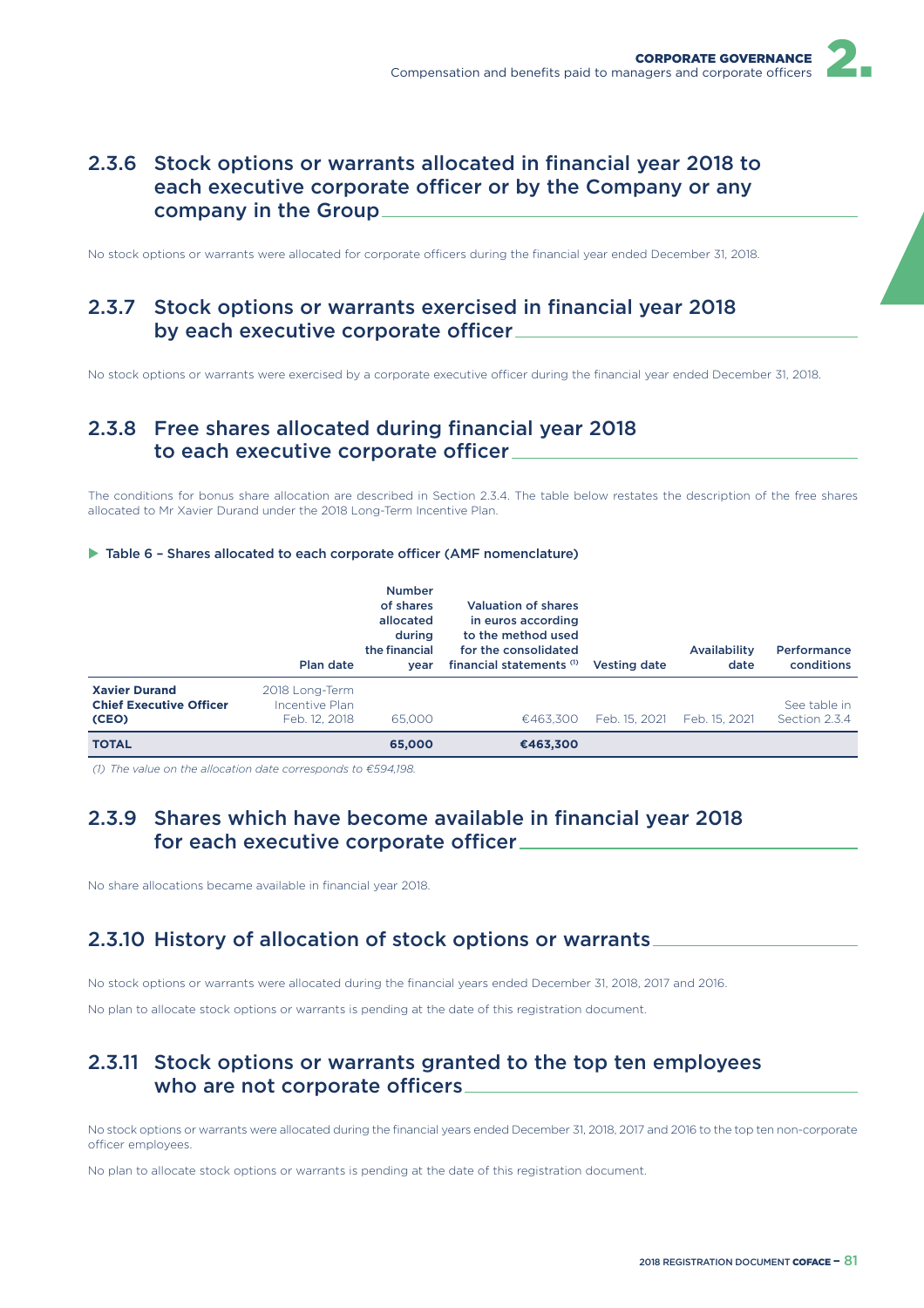## 2.3.6 Stock options or warrants allocated in financial year 2018 to each executive corporate officer or by the Company or any company in the Group

No stock options or warrants were allocated for corporate officers during the financial year ended December 31, 2018.

## 2.3.7 Stock options or warrants exercised in financial year 2018 by each executive corporate officer

No stock options or warrants were exercised by a corporate executive officer during the financial year ended December 31, 2018.

## 2.3.8 Free shares allocated during financial year 2018 to each executive corporate officer

The conditions for bonus share allocation are described in Section 2.3.4. The table below restates the description of the free shares allocated to Mr Xavier Durand under the 2018 Long-Term Incentive Plan.

**Table 6 – Shares allocated to each corporate officer (AMF nomenclature)**

| | Plan date | Number of shares allocated during the financial year | Valuation of shares in euros according to the method used for the consolidated financial statements (1) | Vesting date | Availability date | Performance conditions |
|---|---|---|---|---|---|---|
| **Xavier Durand Chief Executive Officer (CEO)** | 2018 Long-Term Incentive Plan Feb. 12, 2018 | 65,000 | €463,300 | Feb. 15, 2021 | Feb. 15, 2021 | See table in Section 2.3.4 |
| **TOTAL** | | **65,000** | **€463,300** | | | |

*(1) The value on the allocation date corresponds to €594,198.*

## 2.3.9 Shares which have become available in financial year 2018 for each executive corporate officer

No share allocations became available in financial year 2018.

## 2.3.10 History of allocation of stock options or warrants

No stock options or warrants were allocated during the financial years ended December 31, 2018, 2017 and 2016.

No plan to allocate stock options or warrants is pending at the date of this registration document.

## 2.3.11 Stock options or warrants granted to the top ten employees who are not corporate officers

No stock options or warrants were allocated during the financial years ended December 31, 2018, 2017 and 2016 to the top ten non-corporate officer employees.

No plan to allocate stock options or warrants is pending at the date of this registration document.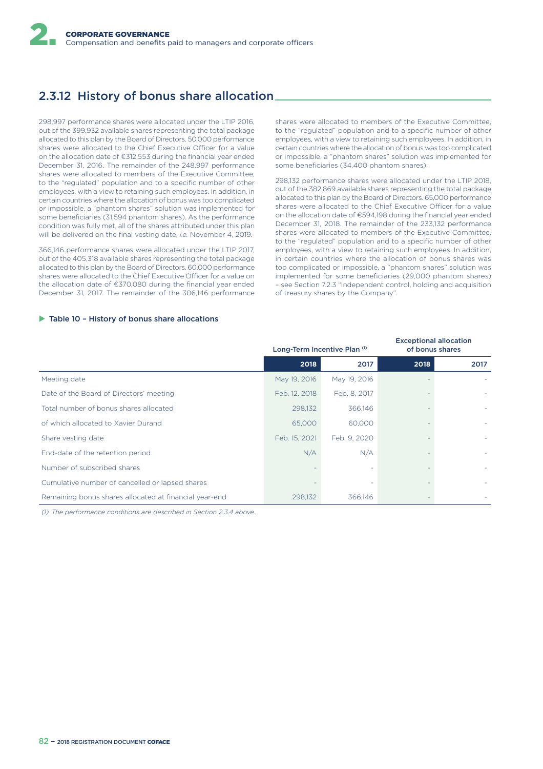## 2.3.12 History of bonus share allocation

298,997 performance shares were allocated under the LTIP 2016, out of the 399,932 available shares representing the total package allocated to this plan by the Board of Directors. 50,000 performance shares were allocated to the Chief Executive Officer for a value on the allocation date of €312,553 during the financial year ended December 31, 2016. The remainder of the 248,997 performance shares were allocated to members of the Executive Committee, to the "regulated" population and to a specific number of other employees, with a view to retaining such employees. In addition, in certain countries where the allocation of bonus was too complicated or impossible, a "phantom shares" solution was implemented for some beneficiaries (31,594 phantom shares). As the performance condition was fully met, all of the shares attributed under this plan will be delivered on the final vesting date, *i.e.* November 4, 2019.

366,146 performance shares were allocated under the LTIP 2017, out of the 405,318 available shares representing the total package allocated to this plan by the Board of Directors. 60,000 performance shares were allocated to the Chief Executive Officer for a value on the allocation date of €370,080 during the financial year ended December 31, 2017. The remainder of the 306,146 performance shares were allocated to members of the Executive Committee, to the "regulated" population and to a specific number of other employees, with a view to retaining such employees. In addition, in certain countries where the allocation of bonus was too complicated or impossible, a "phantom shares" solution was implemented for some beneficiaries (34,400 phantom shares).

298,132 performance shares were allocated under the LTIP 2018, out of the 382,869 available shares representing the total package allocated to this plan by the Board of Directors. 65,000 performance shares were allocated to the Chief Executive Officer for a value on the allocation date of €594,198 during the financial year ended December 31, 2018. The remainder of the 233,132 performance shares were allocated to members of the Executive Committee, to the "regulated" population and to a specific number of other employees, with a view to retaining such employees. In addition, in certain countries where the allocation of bonus shares was too complicated or impossible, a "phantom shares" solution was implemented for some beneficiaries (29,000 phantom shares) – see Section 7.2.3 "Independent control, holding and acquisition of treasury shares by the Company".

**Table 10 – History of bonus share allocations**

| | Long-Term Incentive Plan [1] | | Exceptional allocation of bonus shares | |
|---|---|---|---|---|
| | **2018** | 2017 | **2018** | 2017 |
| Meeting date | May 19, 2016 | May 19, 2016 | - | - |
| Date of the Board of Directors' meeting | Feb. 12, 2018 | Feb. 8, 2017 | - | - |
| Total number of bonus shares allocated | 298,132 | 366,146 | - | - |
| of which allocated to Xavier Durand | 65,000 | 60,000 | - | - |
| Share vesting date | Feb. 15, 2021 | Feb. 9, 2020 | - | - |
| End-date of the retention period | N/A | N/A | - | - |
| Number of subscribed shares | - | - | - | - |
| Cumulative number of cancelled or lapsed shares | - | - | - | - |
| Remaining bonus shares allocated at financial year-end | 298,132 | 366,146 | - | - |

*(1) The performance conditions are described in Section 2.3.4 above.*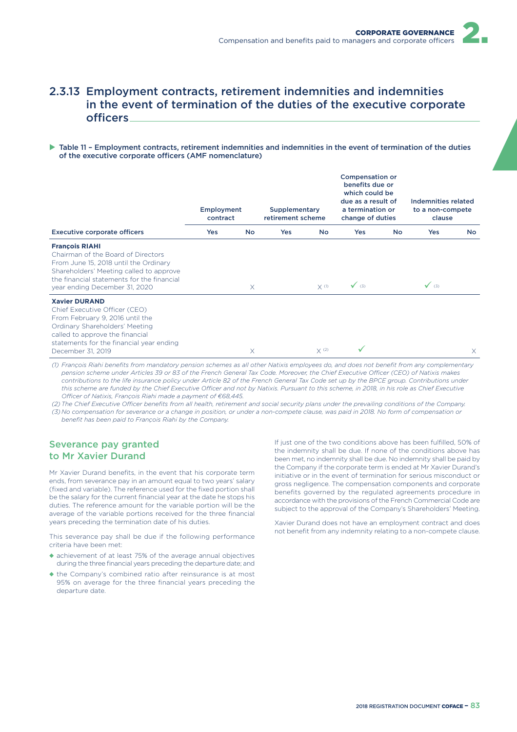## 2.3.13 Employment contracts, retirement indemnities and indemnities in the event of termination of the duties of the executive corporate officers

**Table 11 – Employment contracts, retirement indemnities and indemnities in the event of termination of the duties of the executive corporate officers (AMF nomenclature)**

| | Employment contract | | Supplementary retirement scheme | | Compensation or benefits due or which could be due as a result of a termination or change of duties | | Indemnities related to a non-compete clause | |
|---|---|---|---|---|---|---|---|---|
| **Executive corporate officers** | **Yes** | **No** | **Yes** | **No** | **Yes** | **No** | **Yes** | **No** |
| **François RIAHI**<br>Chairman of the Board of Directors<br>From June 15, 2018 until the Ordinary Shareholders' Meeting called to approve the financial statements for the financial year ending December 31, 2020 | | X | | X [1] | ✓ [3] | | ✓ [3] | |
| **Xavier DURAND**<br>Chief Executive Officer (CEO)<br>From February 9, 2016 until the Ordinary Shareholders' Meeting called to approve the financial statements for the financial year ending December 31, 2019 | | X | | X [2] | ✓ | | | X |

*(1) François Riahi benefits from mandatory pension schemes as all other Natixis employees do, and does not benefit from any complementary pension scheme under Articles 39 or 83 of the French General Tax Code. Moreover, the Chief Executive Officer (CEO) of Natixis makes contributions to the life insurance policy under Article 82 of the French General Tax Code set up by the BPCE group. Contributions under this scheme are funded by the Chief Executive Officer and not by Natixis. Pursuant to this scheme, in 2018, in his role as Chief Executive Officer of Natixis, François Riahi made a payment of €68,445.*

*(2) The Chief Executive Officer benefits from all health, retirement and social security plans under the prevailing conditions of the Company.*

*(3) No compensation for severance or a change in position, or under a non-compete clause, was paid in 2018. No form of compensation or benefit has been paid to François Riahi by the Company.*

### Severance pay granted to Mr Xavier Durand

Mr Xavier Durand benefits, in the event that his corporate term ends, from severance pay in an amount equal to two years' salary (fixed and variable). The reference used for the fixed portion shall be the salary for the current financial year at the date he stops his duties. The reference amount for the variable portion will be the average of the variable portions received for the three financial years preceding the termination date of his duties.

This severance pay shall be due if the following performance criteria have been met:

- achievement of at least 75% of the average annual objectives during the three financial years preceding the departure date; and
- the Company's combined ratio after reinsurance is at most 95% on average for the three financial years preceding the departure date.

If just one of the two conditions above has been fulfilled, 50% of the indemnity shall be due. If none of the conditions above has been met, no indemnity shall be due. No indemnity shall be paid by the Company if the corporate term is ended at Mr Xavier Durand's initiative or in the event of termination for serious misconduct or gross negligence. The compensation components and corporate benefits governed by the regulated agreements procedure in accordance with the provisions of the French Commercial Code are subject to the approval of the Company's Shareholders' Meeting.

Xavier Durand does not have an employment contract and does not benefit from any indemnity relating to a non-compete clause.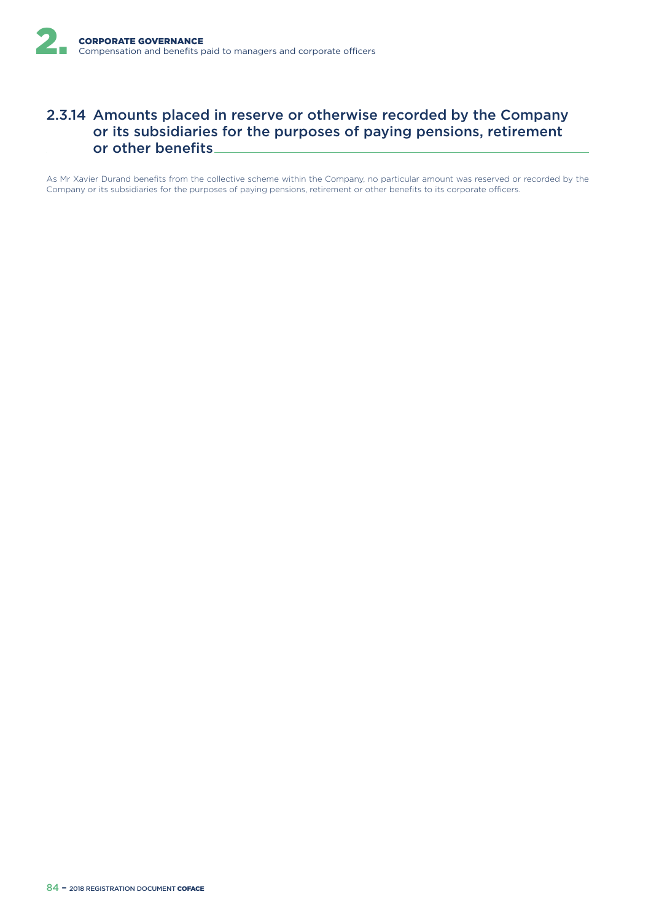### 2.3.14 Amounts placed in reserve or otherwise recorded by the Company or its subsidiaries for the purposes of paying pensions, retirement or other benefits

As Mr Xavier Durand benefits from the collective scheme within the Company, no particular amount was reserved or recorded by the Company or its subsidiaries for the purposes of paying pensions, retirement or other benefits to its corporate officers.